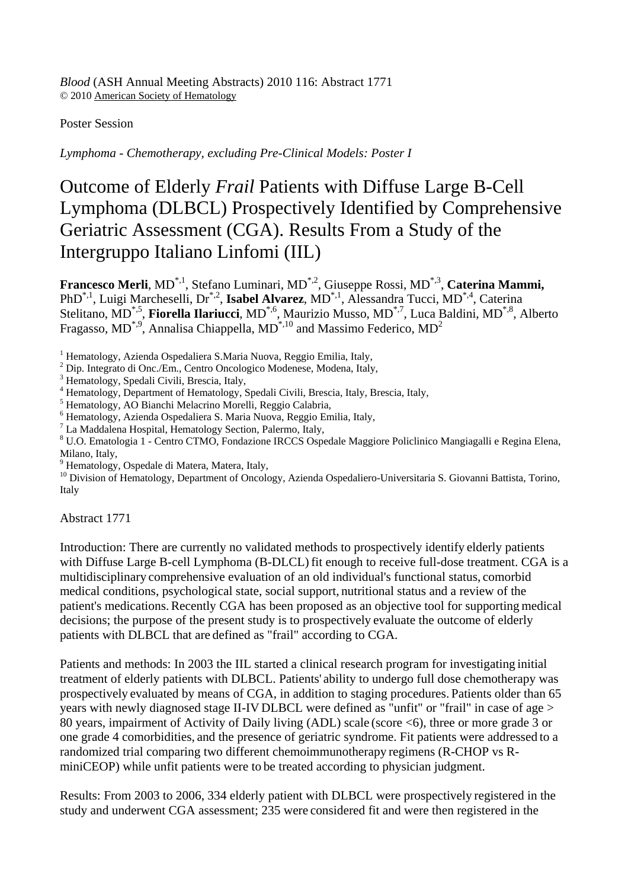*Blood* (ASH Annual Meeting Abstracts) 2010 116: Abstract 1771
© 2010 American Society of Hematology

Poster Session

*Lymphoma - Chemotherapy, excluding Pre-Clinical Models: Poster I*

# Outcome of Elderly *Frail* Patients with Diffuse Large B-Cell Lymphoma (DLBCL) Prospectively Identified by Comprehensive Geriatric Assessment (CGA). Results From a Study of the Intergruppo Italiano Linfomi (IIL)

**Francesco Merli**, MD[*,1], Stefano Luminari, MD[*,2], Giuseppe Rossi, MD[*,3], **Caterina Mammi,** PhD[*,1], Luigi Marcheselli, Dr[*,2], **Isabel Alvarez**, MD[*,1], Alessandra Tucci, MD[*,4], Caterina Stelitano, MD[*,5], **Fiorella Ilariucci**, MD[*,6], Maurizio Musso, MD[*,7], Luca Baldini, MD[*,8], Alberto Fragasso, MD[*,9], Annalisa Chiappella, MD[*,10] and Massimo Federico, MD[2]

[1] Hematology, Azienda Ospedaliera S.Maria Nuova, Reggio Emilia, Italy,
[2] Dip. Integrato di Onc./Em., Centro Oncologico Modenese, Modena, Italy,
[3] Hematology, Spedali Civili, Brescia, Italy,
[4] Hematology, Department of Hematology, Spedali Civili, Brescia, Italy, Brescia, Italy,
[5] Hematology, AO Bianchi Melacrino Morelli, Reggio Calabria,
[6] Hematology, Azienda Ospedaliera S. Maria Nuova, Reggio Emilia, Italy,
[7] La Maddalena Hospital, Hematology Section, Palermo, Italy,
[8] U.O. Ematologia 1 - Centro CTMO, Fondazione IRCCS Ospedale Maggiore Policlinico Mangiagalli e Regina Elena, Milano, Italy,
[9] Hematology, Ospedale di Matera, Matera, Italy,
[10] Division of Hematology, Department of Oncology, Azienda Ospedaliero-Universitaria S. Giovanni Battista, Torino, Italy

Abstract 1771

Introduction: There are currently no validated methods to prospectively identify elderly patients with Diffuse Large B-cell Lymphoma (B-DLCL) fit enough to receive full-dose treatment. CGA is a multidisciplinary comprehensive evaluation of an old individual's functional status, comorbid medical conditions, psychological state, social support, nutritional status and a review of the patient's medications. Recently CGA has been proposed as an objective tool for supporting medical decisions; the purpose of the present study is to prospectively evaluate the outcome of elderly patients with DLBCL that are defined as "frail" according to CGA.

Patients and methods: In 2003 the IIL started a clinical research program for investigating initial treatment of elderly patients with DLBCL. Patients' ability to undergo full dose chemotherapy was prospectively evaluated by means of CGA, in addition to staging procedures. Patients older than 65 years with newly diagnosed stage II-IV DLBCL were defined as "unfit" or "frail" in case of age > 80 years, impairment of Activity of Daily living (ADL) scale (score <6), three or more grade 3 or one grade 4 comorbidities, and the presence of geriatric syndrome. Fit patients were addressed to a randomized trial comparing two different chemoimmunotherapy regimens (R-CHOP vs R-miniCEOP) while unfit patients were to be treated according to physician judgment.

Results: From 2003 to 2006, 334 elderly patient with DLBCL were prospectively registered in the study and underwent CGA assessment; 235 were considered fit and were then registered in the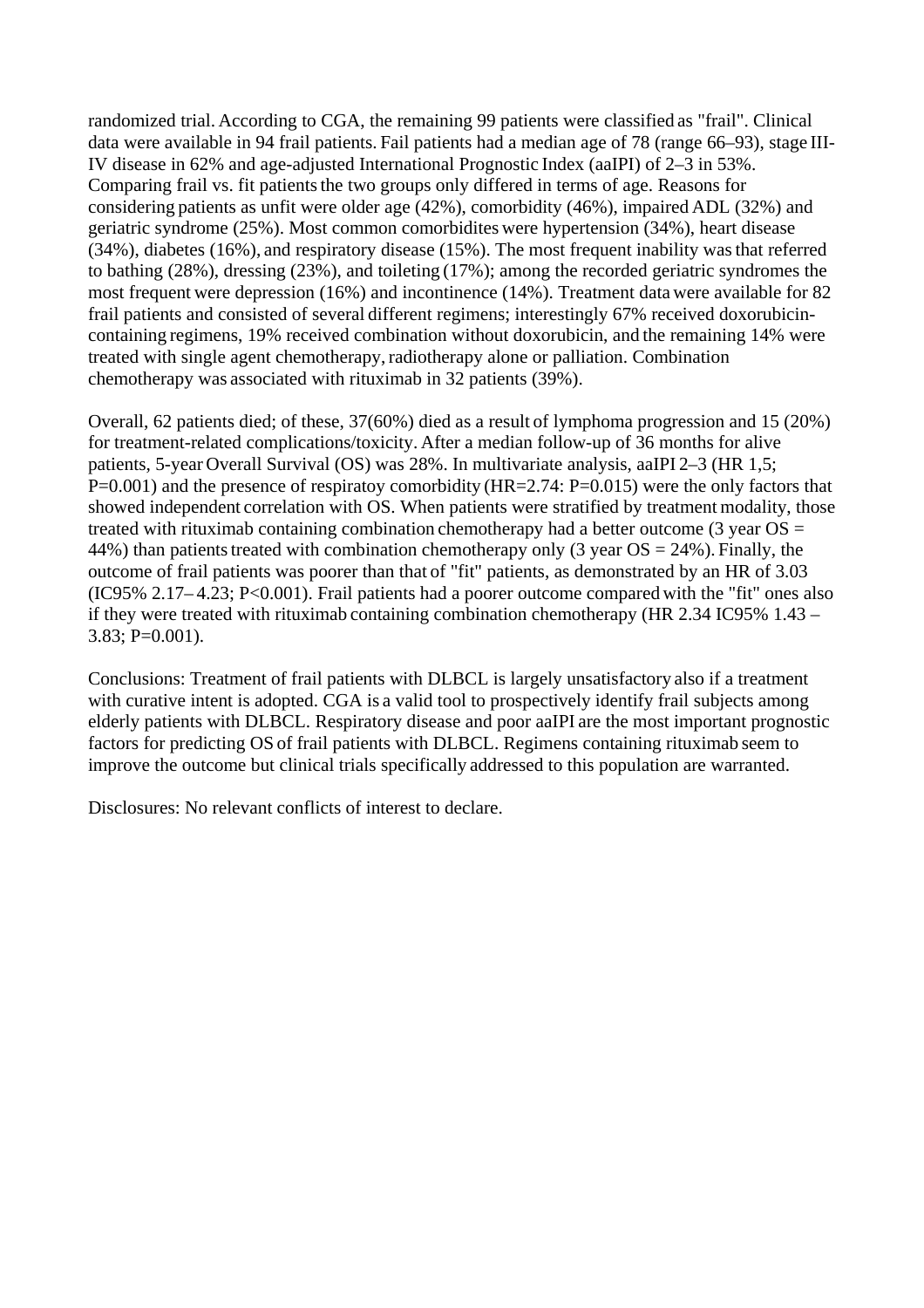randomized trial. According to CGA, the remaining 99 patients were classified as "frail". Clinical data were available in 94 frail patients. Fail patients had a median age of 78 (range 66–93), stage III-IV disease in 62% and age-adjusted International Prognostic Index (aaIPI) of 2–3 in 53%. Comparing frail vs. fit patients the two groups only differed in terms of age. Reasons for considering patients as unfit were older age (42%), comorbidity (46%), impaired ADL (32%) and geriatric syndrome (25%). Most common comorbidites were hypertension (34%), heart disease (34%), diabetes (16%), and respiratory disease (15%). The most frequent inability was that referred to bathing (28%), dressing (23%), and toileting (17%); among the recorded geriatric syndromes the most frequent were depression (16%) and incontinence (14%). Treatment data were available for 82 frail patients and consisted of several different regimens; interestingly 67% received doxorubicin-containing regimens, 19% received combination without doxorubicin, and the remaining 14% were treated with single agent chemotherapy, radiotherapy alone or palliation. Combination chemotherapy was associated with rituximab in 32 patients (39%).

Overall, 62 patients died; of these, 37(60%) died as a result of lymphoma progression and 15 (20%) for treatment-related complications/toxicity. After a median follow-up of 36 months for alive patients, 5-year Overall Survival (OS) was 28%. In multivariate analysis, aaIPI 2–3 (HR 1,5; P=0.001) and the presence of respiratoy comorbidity (HR=2.74: P=0.015) were the only factors that showed independent correlation with OS. When patients were stratified by treatment modality, those treated with rituximab containing combination chemotherapy had a better outcome (3 year OS = 44%) than patients treated with combination chemotherapy only (3 year OS = 24%). Finally, the outcome of frail patients was poorer than that of "fit" patients, as demonstrated by an HR of 3.03 (IC95% 2.17– 4.23; P<0.001). Frail patients had a poorer outcome compared with the "fit" ones also if they were treated with rituximab containing combination chemotherapy (HR 2.34 IC95% 1.43 – 3.83; P=0.001).

Conclusions: Treatment of frail patients with DLBCL is largely unsatisfactory also if a treatment with curative intent is adopted. CGA is a valid tool to prospectively identify frail subjects among elderly patients with DLBCL. Respiratory disease and poor aaIPI are the most important prognostic factors for predicting OS of frail patients with DLBCL. Regimens containing rituximab seem to improve the outcome but clinical trials specifically addressed to this population are warranted.

Disclosures: No relevant conflicts of interest to declare.